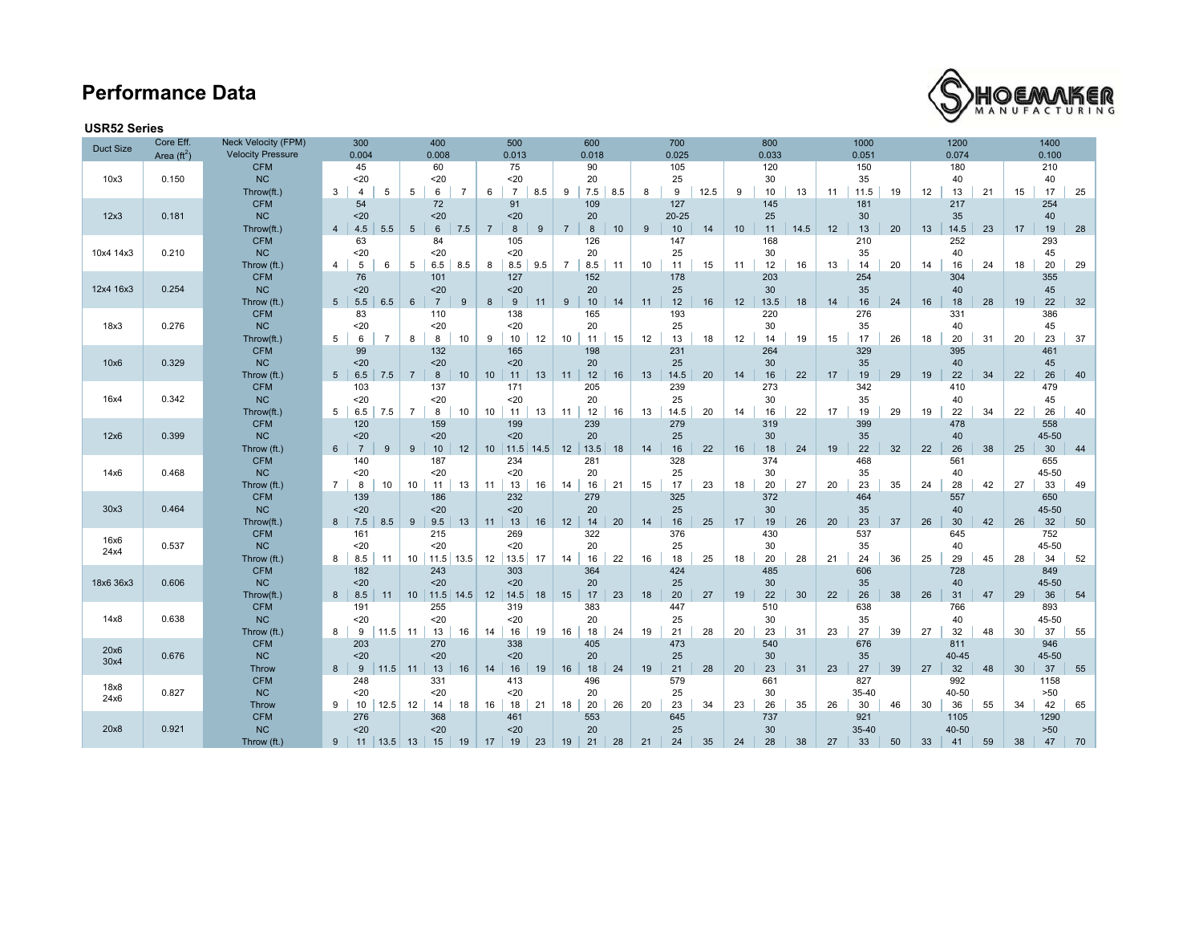# Performance Data

### USR52 Series

| Duct Size | Core Eff. Area ($ft^2$) | Neck Velocity (FPM) | 300 | | | 400 | | | 500 | | | 600 | | | 700 | | | 800 | | | 1000 | | | 1200 | | | 1400 | | |
|---|---|---|---|---|---|---|---|---|---|---|---|---|---|---|---|---|---|---|---|---|---|---|---|---|---|---|---|---|---|
| | | Velocity Pressure | | 0.004 | | | 0.008 | | | 0.013 | | | 0.018 | | | 0.025 | | | 0.033 | | | 0.051 | | | 0.074 | | | 0.100 | |
| 10x3 | 0.150 | CFM | | 45 | | | 60 | | | 75 | | | 90 | | | 105 | | | 120 | | | 150 | | | 180 | | | 210 | |
| | | NC | | <20 | | | <20 | | | <20 | | | 20 | | | 25 | | | 30 | | | 35 | | | 40 | | | 40 | |
| | | Throw(ft.) | 3 | 4 | 5 | 5 | 6 | 7 | 6 | 7 | 8.5 | 9 | 7.5 | 8.5 | 8 | 9 | 12.5 | 9 | 10 | 13 | 11 | 11.5 | 19 | 12 | 13 | 21 | 15 | 17 | 25 |
| 12x3 | 0.181 | CFM | | 54 | | | 72 | | | 91 | | | 109 | | | 127 | | | 145 | | | 181 | | | 217 | | | 254 | |
| | | NC | | <20 | | | <20 | | | <20 | | | 20 | | | 20-25 | | | 25 | | | 30 | | | 35 | | | 40 | |
| | | Throw(ft.) | 4 | 4.5 | 5.5 | 5 | 6 | 7.5 | 7 | 8 | 9 | 7 | 8 | 10 | 9 | 10 | 14 | 10 | 11 | 14.5 | 12 | 13 | 20 | 13 | 14.5 | 23 | 17 | 19 | 28 |
| 10x4 14x3 | 0.210 | CFM | | 63 | | | 84 | | | 105 | | | 126 | | | 147 | | | 168 | | | 210 | | | 252 | | | 293 | |
| | | NC | | <20 | | | <20 | | | <20 | | | 20 | | | 25 | | | 30 | | | 35 | | | 40 | | | 45 | |
| | | Throw (ft.) | 4 | 5 | 6 | 5 | 6.5 | 8.5 | 8 | 8.5 | 9.5 | 7 | 8.5 | 11 | 10 | 11 | 15 | 11 | 12 | 16 | 13 | 14 | 20 | 14 | 16 | 24 | 18 | 20 | 29 |
| 12x4 16x3 | 0.254 | CFM | | 76 | | | 101 | | | 127 | | | 152 | | | 178 | | | 203 | | | 254 | | | 304 | | | 355 | |
| | | NC | | <20 | | | <20 | | | <20 | | | 20 | | | 25 | | | 30 | | | 35 | | | 40 | | | 45 | |
| | | Throw (ft.) | 5 | 5.5 | 6.5 | 6 | 7 | 9 | 8 | 9 | 11 | 9 | 10 | 14 | 11 | 12 | 16 | 12 | 13.5 | 18 | 14 | 16 | 24 | 16 | 18 | 28 | 19 | 22 | 32 |
| 18x3 | 0.276 | CFM | | 83 | | | 110 | | | 138 | | | 165 | | | 193 | | | 220 | | | 276 | | | 331 | | | 386 | |
| | | NC | | <20 | | | <20 | | | <20 | | | 20 | | | 25 | | | 30 | | | 35 | | | 40 | | | 45 | |
| | | Throw(ft.) | 5 | 6 | 7 | 8 | 8 | 10 | 9 | 10 | 12 | 10 | 11 | 15 | 12 | 13 | 18 | 12 | 14 | 19 | 15 | 17 | 26 | 18 | 20 | 31 | 20 | 23 | 37 |
| 10x6 | 0.329 | CFM | | 99 | | | 132 | | | 165 | | | 198 | | | 231 | | | 264 | | | 329 | | | 395 | | | 461 | |
| | | NC | | <20 | | | <20 | | | <20 | | | 20 | | | 25 | | | 30 | | | 35 | | | 40 | | | 45 | |
| | | Throw (ft.) | 5 | 6.5 | 7.5 | 7 | 8 | 10 | 10 | 11 | 13 | 11 | 12 | 16 | 13 | 14.5 | 20 | 14 | 16 | 22 | 17 | 19 | 29 | 19 | 22 | 34 | 22 | 26 | 40 |
| 16x4 | 0.342 | CFM | | 103 | | | 137 | | | 171 | | | 205 | | | 239 | | | 273 | | | 342 | | | 410 | | | 479 | |
| | | NC | | <20 | | | <20 | | | <20 | | | 20 | | | 25 | | | 30 | | | 35 | | | 40 | | | 45 | |
| | | Throw(ft.) | 5 | 6.5 | 7.5 | 7 | 8 | 10 | 10 | 11 | 13 | 11 | 12 | 16 | 13 | 14.5 | 20 | 14 | 16 | 22 | 17 | 19 | 29 | 19 | 22 | 34 | 22 | 26 | 40 |
| 12x6 | 0.399 | CFM | | 120 | | | 159 | | | 199 | | | 239 | | | 279 | | | 319 | | | 399 | | | 478 | | | 558 | |
| | | NC | | <20 | | | <20 | | | <20 | | | 20 | | | 25 | | | 30 | | | 35 | | | 40 | | | 45-50 | |
| | | Throw (ft.) | 6 | 7 | 9 | 9 | 10 | 12 | 10 | 11.5 | 14.5 | 12 | 13.5 | 18 | 14 | 16 | 22 | 16 | 18 | 24 | 19 | 22 | 32 | 22 | 26 | 38 | 25 | 30 | 44 |
| 14x6 | 0.468 | CFM | | 140 | | | 187 | | | 234 | | | 281 | | | 328 | | | 374 | | | 468 | | | 561 | | | 655 | |
| | | NC | | <20 | | | <20 | | | <20 | | | 20 | | | 25 | | | 30 | | | 35 | | | 40 | | | 45-50 | |
| | | Throw (ft.) | 7 | 8 | 10 | 10 | 11 | 13 | 11 | 13 | 16 | 14 | 16 | 21 | 15 | 17 | 23 | 18 | 20 | 27 | 20 | 23 | 35 | 24 | 28 | 42 | 27 | 33 | 49 |
| 30x3 | 0.464 | CFM | | 139 | | | 186 | | | 232 | | | 279 | | | 325 | | | 372 | | | 464 | | | 557 | | | 650 | |
| | | NC | | <20 | | | <20 | | | <20 | | | 20 | | | 25 | | | 30 | | | 35 | | | 40 | | | 45-50 | |
| | | Throw(ft.) | 8 | 7.5 | 8.5 | 9 | 9.5 | 13 | 11 | 13 | 16 | 12 | 14 | 20 | 14 | 16 | 25 | 17 | 19 | 26 | 20 | 23 | 37 | 26 | 30 | 42 | 26 | 32 | 50 |
| 16x6 24x4 | 0.537 | CFM | | 161 | | | 215 | | | 269 | | | 322 | | | 376 | | | 430 | | | 537 | | | 645 | | | 752 | |
| | | NC | | <20 | | | <20 | | | <20 | | | 20 | | | 25 | | | 30 | | | 35 | | | 40 | | | 45-50 | |
| | | Throw (ft.) | 8 | 8.5 | 11 | 10 | 11.5 | 13.5 | 12 | 13.5 | 17 | 14 | 16 | 22 | 16 | 18 | 25 | 18 | 20 | 28 | 21 | 24 | 36 | 25 | 29 | 45 | 28 | 34 | 52 |
| 18x6 36x3 | 0.606 | CFM | | 182 | | | 243 | | | 303 | | | 364 | | | 424 | | | 485 | | | 606 | | | 728 | | | 849 | |
| | | NC | | <20 | | | <20 | | | <20 | | | 20 | | | 25 | | | 30 | | | 35 | | | 40 | | | 45-50 | |
| | | Throw(ft.) | 8 | 8.5 | 11 | 10 | 11.5 | 14.5 | 12 | 14.5 | 18 | 15 | 17 | 23 | 18 | 20 | 27 | 19 | 22 | 30 | 22 | 26 | 38 | 26 | 31 | 47 | 29 | 36 | 54 |
| 14x8 | 0.638 | CFM | | 191 | | | 255 | | | 319 | | | 383 | | | 447 | | | 510 | | | 638 | | | 766 | | | 893 | |
| | | NC | | <20 | | | <20 | | | <20 | | | 20 | | | 25 | | | 30 | | | 35 | | | 40 | | | 45-50 | |
| | | Throw (ft.) | 8 | 9 | 11.5 | 11 | 13 | 16 | 14 | 16 | 19 | 16 | 18 | 24 | 19 | 21 | 28 | 20 | 23 | 31 | 23 | 27 | 39 | 27 | 32 | 48 | 30 | 37 | 55 |
| 20x6 30x4 | 0.676 | CFM | | 203 | | | 270 | | | 338 | | | 405 | | | 473 | | | 540 | | | 676 | | | 811 | | | 946 | |
| | | NC | | <20 | | | <20 | | | <20 | | | 20 | | | 25 | | | 30 | | | 35 | | | 40-45 | | | 45-50 | |
| | | Throw | 8 | 9 | 11.5 | 11 | 13 | 16 | 14 | 16 | 19 | 16 | 18 | 24 | 19 | 21 | 28 | 20 | 23 | 31 | 23 | 27 | 39 | 27 | 32 | 48 | 30 | 37 | 55 |
| 18x8 24x6 | 0.827 | CFM | | 248 | | | 331 | | | 413 | | | 496 | | | 579 | | | 661 | | | 827 | | | 992 | | | 1158 | |
| | | NC | | <20 | | | <20 | | | <20 | | | 20 | | | 25 | | | 30 | | | 35-40 | | | 40-50 | | | >50 | |
| | | Throw | 9 | 10 | 12.5 | 12 | 14 | 18 | 16 | 18 | 21 | 18 | 20 | 26 | 20 | 23 | 34 | 23 | 26 | 35 | 26 | 30 | 46 | 30 | 36 | 55 | 34 | 42 | 65 |
| 20x8 | 0.921 | CFM | | 276 | | | 368 | | | 461 | | | 553 | | | 645 | | | 737 | | | 921 | | | 1105 | | | 1290 | |
| | | NC | | <20 | | | <20 | | | <20 | | | 20 | | | 25 | | | 30 | | | 35-40 | | | 40-50 | | | >50 | |
| | | Throw (ft.) | 9 | 11 | 13.5 | 13 | 15 | 19 | 17 | 19 | 23 | 19 | 21 | 28 | 21 | 24 | 35 | 24 | 28 | 38 | 27 | 33 | 50 | 33 | 41 | 59 | 38 | 47 | 70 |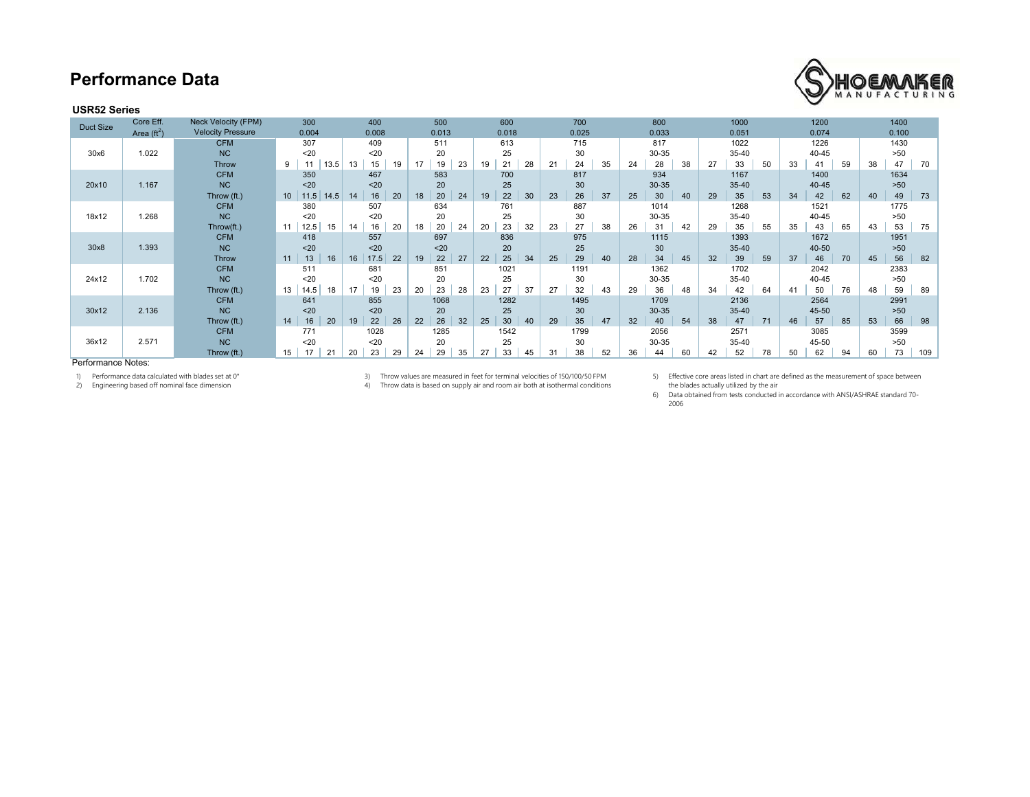# Performance Data

### USR52 Series

| Duct Size | Core Eff. Area (ft$^2$) | Neck Velocity (FPM) | | 300 | | | 400 | | | 500 | | | 600 | | | 700 | | | 800 | | | 1000 | | | 1200 | | | 1400 | |
|---|---|---|---|---|---|---|---|---|---|---|---|---|---|---|---|---|---|---|---|---|---|---|---|---|---|---|---|---|---|
| | | Velocity Pressure | | 0.004 | | | 0.008 | | | 0.013 | | | 0.018 | | | 0.025 | | | 0.033 | | | 0.051 | | | 0.074 | | | 0.100 | |
| 30x6 | 1.022 | CFM | | 307 | | | 409 | | | 511 | | | 613 | | | 715 | | | 817 | | | 1022 | | | 1226 | | | 1430 | |
| | | NC | | <20 | | | <20 | | | 20 | | | 25 | | | 30 | | | 30-35 | | | 35-40 | | | 40-45 | | | >50 | |
| | | Throw | 9 | 11 | 13.5 | 13 | 15 | 19 | 17 | 19 | 23 | 19 | 21 | 28 | 21 | 24 | 35 | 24 | 28 | 38 | 27 | 33 | 50 | 33 | 41 | 59 | 38 | 47 | 70 |
| 20x10 | 1.167 | CFM | | 350 | | | 467 | | | 583 | | | 700 | | | 817 | | | 934 | | | 1167 | | | 1400 | | | 1634 | |
| | | NC | | <20 | | | <20 | | | 20 | | | 25 | | | 30 | | | 30-35 | | | 35-40 | | | 40-45 | | | >50 | |
| | | Throw (ft.) | 10 | 11.5 | 14.5 | 14 | 16 | 20 | 18 | 20 | 24 | 19 | 22 | 30 | 23 | 26 | 37 | 25 | 30 | 40 | 29 | 35 | 53 | 34 | 42 | 62 | 40 | 49 | 73 |
| 18x12 | 1.268 | CFM | | 380 | | | 507 | | | 634 | | | 761 | | | 887 | | | 1014 | | | 1268 | | | 1521 | | | 1775 | |
| | | NC | | <20 | | | <20 | | | 20 | | | 25 | | | 30 | | | 30-35 | | | 35-40 | | | 40-45 | | | >50 | |
| | | Throw(ft.) | 11 | 12.5 | 15 | 14 | 16 | 20 | 18 | 20 | 24 | 20 | 23 | 32 | 23 | 27 | 38 | 26 | 31 | 42 | 29 | 35 | 55 | 35 | 43 | 65 | 43 | 53 | 75 |
| 30x8 | 1.393 | CFM | | 418 | | | 557 | | | 697 | | | 836 | | | 975 | | | 1115 | | | 1393 | | | 1672 | | | 1951 | |
| | | NC | | <20 | | | <20 | | | <20 | | | 20 | | | 25 | | | 30 | | | 35-40 | | | 40-50 | | | >50 | |
| | | Throw | 11 | 13 | 16 | 16 | 17.5 | 22 | 19 | 22 | 27 | 22 | 25 | 34 | 25 | 29 | 40 | 28 | 34 | 45 | 32 | 39 | 59 | 37 | 46 | 70 | 45 | 56 | 82 |
| 24x12 | 1.702 | CFM | | 511 | | | 681 | | | 851 | | | 1021 | | | 1191 | | | 1362 | | | 1702 | | | 2042 | | | 2383 | |
| | | NC | | <20 | | | <20 | | | 20 | | | 25 | | | 30 | | | 30-35 | | | 35-40 | | | 40-45 | | | >50 | |
| | | Throw (ft.) | 13 | 14.5 | 18 | 17 | 19 | 23 | 20 | 23 | 28 | 23 | 27 | 37 | 27 | 32 | 43 | 29 | 36 | 48 | 34 | 42 | 64 | 41 | 50 | 76 | 48 | 59 | 89 |
| 30x12 | 2.136 | CFM | | 641 | | | 855 | | | 1068 | | | 1282 | | | 1495 | | | 1709 | | | 2136 | | | 2564 | | | 2991 | |
| | | NC | | <20 | | | <20 | | | 20 | | | 25 | | | 30 | | | 30-35 | | | 35-40 | | | 45-50 | | | >50 | |
| | | Throw (ft.) | 14 | 16 | 20 | 19 | 22 | 26 | 22 | 26 | 32 | 25 | 30 | 40 | 29 | 35 | 47 | 32 | 40 | 54 | 38 | 47 | 71 | 46 | 57 | 85 | 53 | 66 | 98 |
| 36x12 | 2.571 | CFM | | 771 | | | 1028 | | | 1285 | | | 1542 | | | 1799 | | | 2056 | | | 2571 | | | 3085 | | | 3599 | |
| | | NC | | <20 | | | <20 | | | 20 | | | 25 | | | 30 | | | 30-35 | | | 35-40 | | | 45-50 | | | >50 | |
| | | Throw (ft.) | 15 | 17 | 21 | 20 | 23 | 29 | 24 | 29 | 35 | 27 | 33 | 45 | 31 | 38 | 52 | 36 | 44 | 60 | 42 | 52 | 78 | 50 | 62 | 94 | 60 | 73 | 109 |

Performance Notes:

1) Performance data calculated with blades set at 0°
2) Engineering based off nominal face dimension
3) Throw values are measured in feet for terminal velocities of 150/100/50 FPM
4) Throw data is based on supply air and room air both at isothermal conditions
5) Effective core areas listed in chart are defined as the measurement of space between the blades actually utilized by the air
6) Data obtained from tests conducted in accordance with ANSI/ASHRAE standard 70-2006